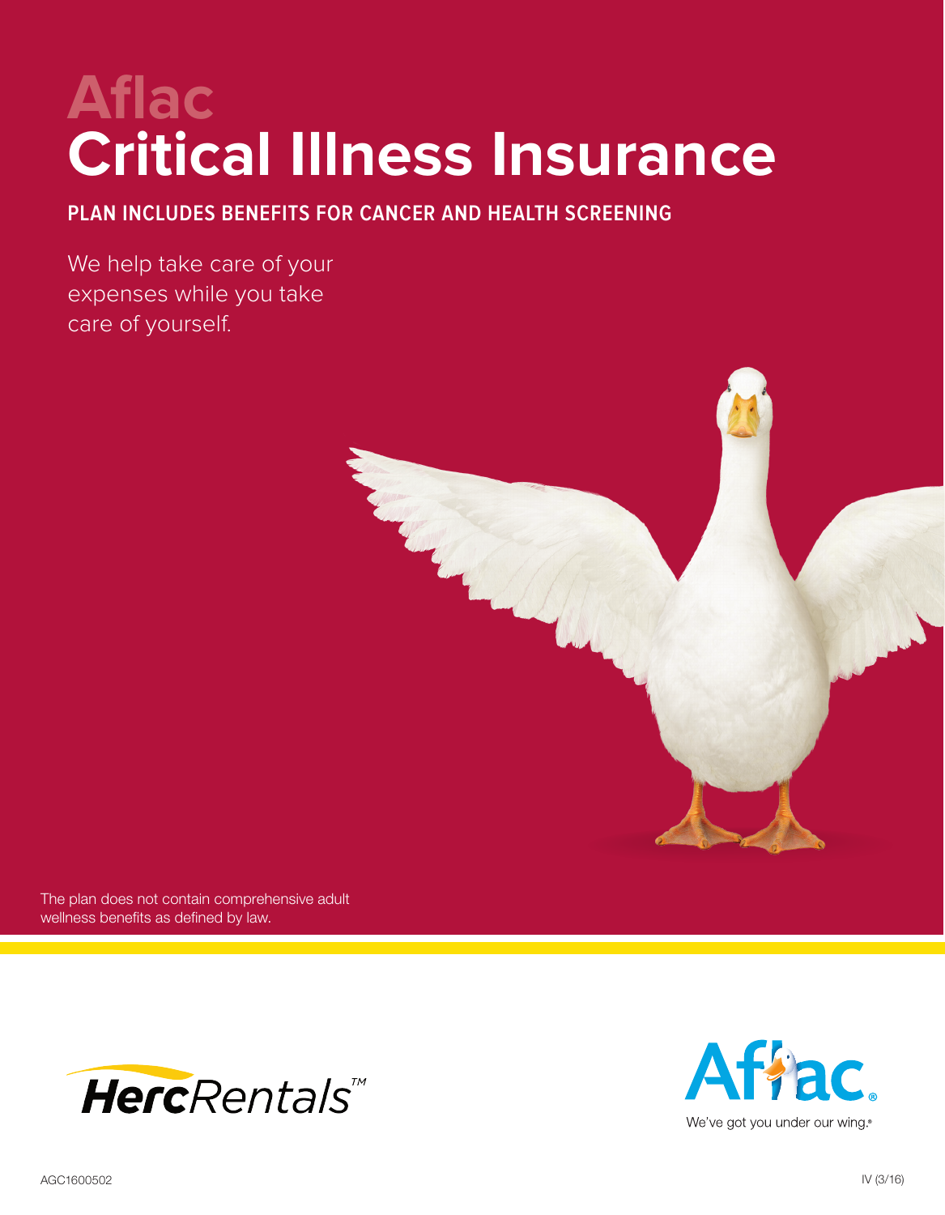# Aflac
# Critical Illness Insurance

**PLAN INCLUDES BENEFITS FOR CANCER AND HEALTH SCREENING**

We help take care of your expenses while you take care of yourself.

The plan does not contain comprehensive adult wellness benefits as defined by law.

HercRentals™

Aflac. We've got you under our wing.®

AGC1600502

IV (3/16)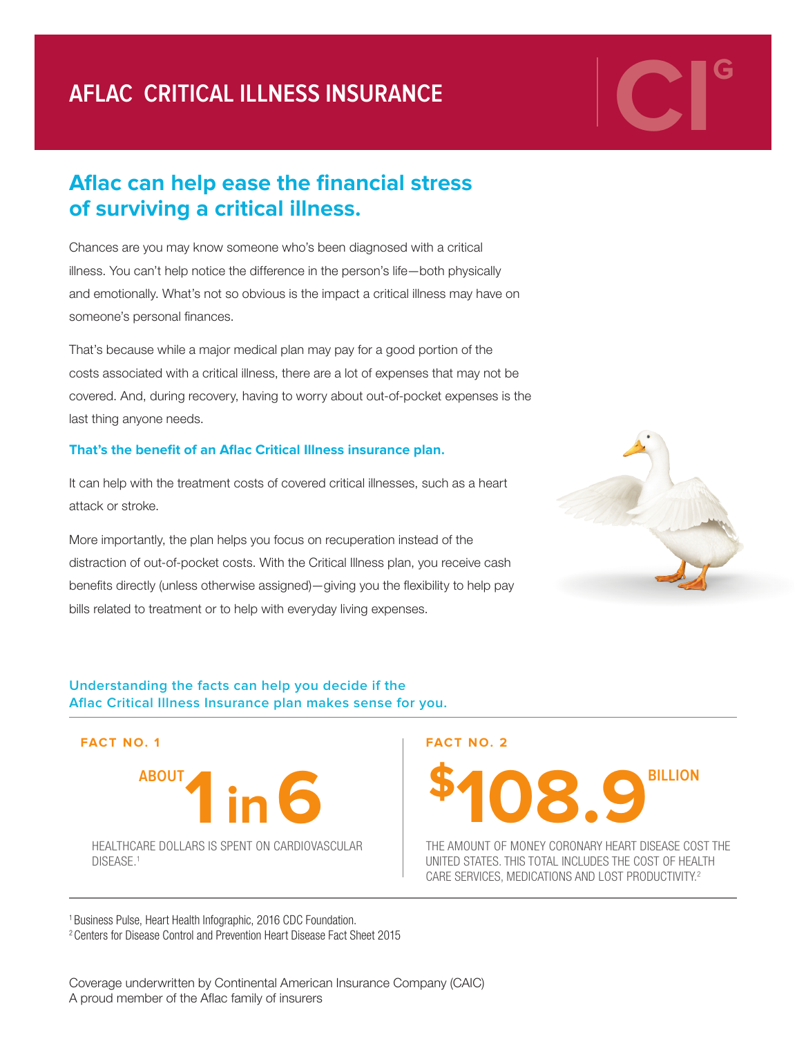# AFLAC CRITICAL ILLNESS INSURANCE

CI[G]

## Aflac can help ease the financial stress of surviving a critical illness.

Chances are you may know someone who's been diagnosed with a critical illness. You can't help notice the difference in the person's life—both physically and emotionally. What's not so obvious is the impact a critical illness may have on someone's personal finances.

That's because while a major medical plan may pay for a good portion of the costs associated with a critical illness, there are a lot of expenses that may not be covered. And, during recovery, having to worry about out-of-pocket expenses is the last thing anyone needs.

**That's the benefit of an Aflac Critical Illness insurance plan.**

It can help with the treatment costs of covered critical illnesses, such as a heart attack or stroke.

More importantly, the plan helps you focus on recuperation instead of the distraction of out-of-pocket costs. With the Critical Illness plan, you receive cash benefits directly (unless otherwise assigned)—giving you the flexibility to help pay bills related to treatment or to help with everyday living expenses.

### Understanding the facts can help you decide if the Aflac Critical Illness Insurance plan makes sense for you.

**FACT NO. 1**

**ABOUT 1 in 6**

HEALTHCARE DOLLARS IS SPENT ON CARDIOVASCULAR DISEASE.[1]

**FACT NO. 2**

**$108.9 BILLION**

THE AMOUNT OF MONEY CORONARY HEART DISEASE COST THE UNITED STATES. THIS TOTAL INCLUDES THE COST OF HEALTH CARE SERVICES, MEDICATIONS AND LOST PRODUCTIVITY.[2]

[1] Business Pulse, Heart Health Infographic, 2016 CDC Foundation.

[2] Centers for Disease Control and Prevention Heart Disease Fact Sheet 2015

Coverage underwritten by Continental American Insurance Company (CAIC)
A proud member of the Aflac family of insurers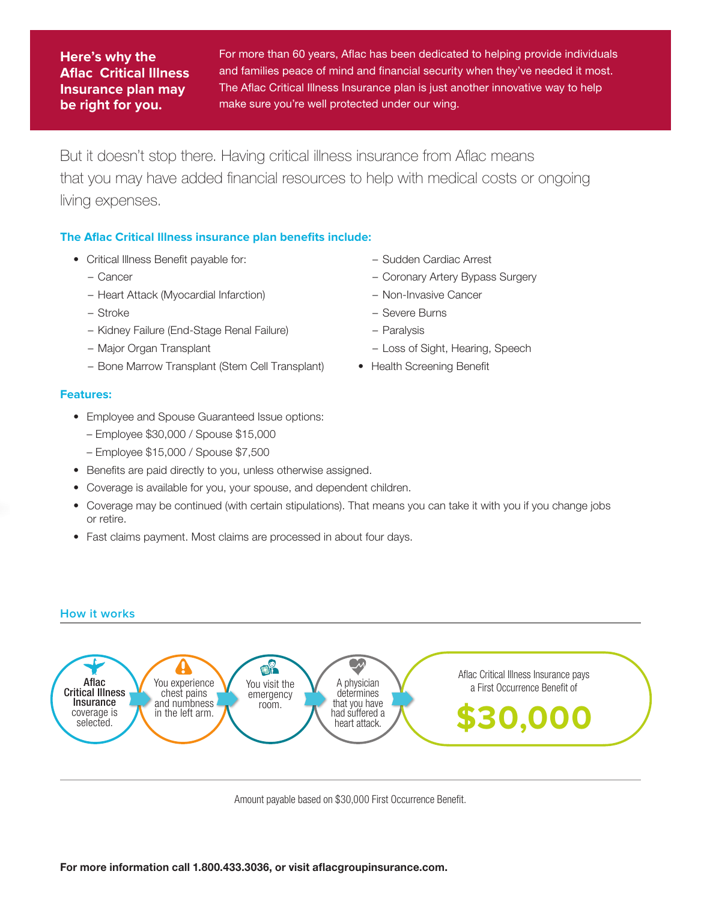## Here's why the Aflac Critical Illness Insurance plan may be right for you.

For more than 60 years, Aflac has been dedicated to helping provide individuals and families peace of mind and financial security when they've needed it most. The Aflac Critical Illness Insurance plan is just another innovative way to help make sure you're well protected under our wing.

But it doesn't stop there. Having critical illness insurance from Aflac means that you may have added financial resources to help with medical costs or ongoing living expenses.

### The Aflac Critical Illness insurance plan benefits include:

- Critical Illness Benefit payable for:
  - Cancer
  - Heart Attack (Myocardial Infarction)
  - Stroke
  - Kidney Failure (End-Stage Renal Failure)
  - Major Organ Transplant
  - Bone Marrow Transplant (Stem Cell Transplant)
  - Sudden Cardiac Arrest
  - Coronary Artery Bypass Surgery
  - Non-Invasive Cancer
  - Severe Burns
  - Paralysis
  - Loss of Sight, Hearing, Speech
- Health Screening Benefit

### Features:

- Employee and Spouse Guaranteed Issue options:
  - Employee $30,000 / Spouse $15,000
  - Employee $15,000 / Spouse $7,500
- Benefits are paid directly to you, unless otherwise assigned.
- Coverage is available for you, your spouse, and dependent children.
- Coverage may be continued (with certain stipulations). That means you can take it with you if you change jobs or retire.
- Fast claims payment. Most claims are processed in about four days.

### How it works

**Aflac Critical Illness Insurance** coverage is selected. → You experience chest pains and numbness in the left arm. → You visit the emergency room. → A physician determines that you have had suffered a heart attack. → Aflac Critical Illness Insurance pays a First Occurrence Benefit of **$30,000**

Amount payable based on $30,000 First Occurrence Benefit.

**For more information call 1.800.433.3036, or visit aflacgroupinsurance.com.**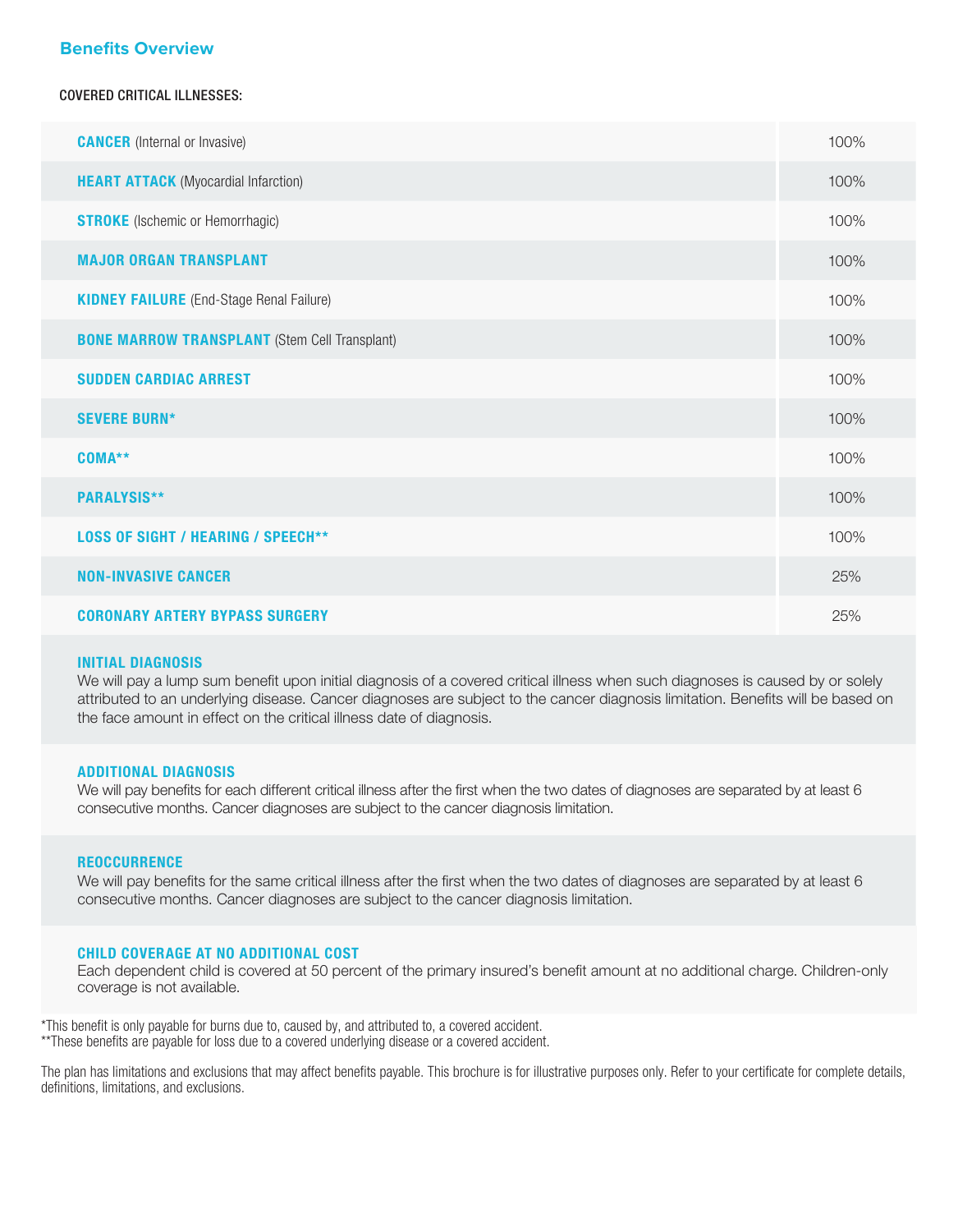## Benefits Overview

COVERED CRITICAL ILLNESSES:

| Covered Critical Illness | Benefit |
|---|---|
| **CANCER** (Internal or Invasive) | 100% |
| **HEART ATTACK** (Myocardial Infarction) | 100% |
| **STROKE** (Ischemic or Hemorrhagic) | 100% |
| **MAJOR ORGAN TRANSPLANT** | 100% |
| **KIDNEY FAILURE** (End-Stage Renal Failure) | 100% |
| **BONE MARROW TRANSPLANT** (Stem Cell Transplant) | 100% |
| **SUDDEN CARDIAC ARREST** | 100% |
| **SEVERE BURN*** | 100% |
| **COMA**** | 100% |
| **PARALYSIS**** | 100% |
| **LOSS OF SIGHT / HEARING / SPEECH**** | 100% |
| **NON-INVASIVE CANCER** | 25% |
| **CORONARY ARTERY BYPASS SURGERY** | 25% |

### INITIAL DIAGNOSIS

We will pay a lump sum benefit upon initial diagnosis of a covered critical illness when such diagnoses is caused by or solely attributed to an underlying disease. Cancer diagnoses are subject to the cancer diagnosis limitation. Benefits will be based on the face amount in effect on the critical illness date of diagnosis.

### ADDITIONAL DIAGNOSIS

We will pay benefits for each different critical illness after the first when the two dates of diagnoses are separated by at least 6 consecutive months. Cancer diagnoses are subject to the cancer diagnosis limitation.

### REOCCURRENCE

We will pay benefits for the same critical illness after the first when the two dates of diagnoses are separated by at least 6 consecutive months. Cancer diagnoses are subject to the cancer diagnosis limitation.

### CHILD COVERAGE AT NO ADDITIONAL COST

Each dependent child is covered at 50 percent of the primary insured's benefit amount at no additional charge. Children-only coverage is not available.

*This benefit is only payable for burns due to, caused by, and attributed to, a covered accident.
**These benefits are payable for loss due to a covered underlying disease or a covered accident.

The plan has limitations and exclusions that may affect benefits payable. This brochure is for illustrative purposes only. Refer to your certificate for complete details, definitions, limitations, and exclusions.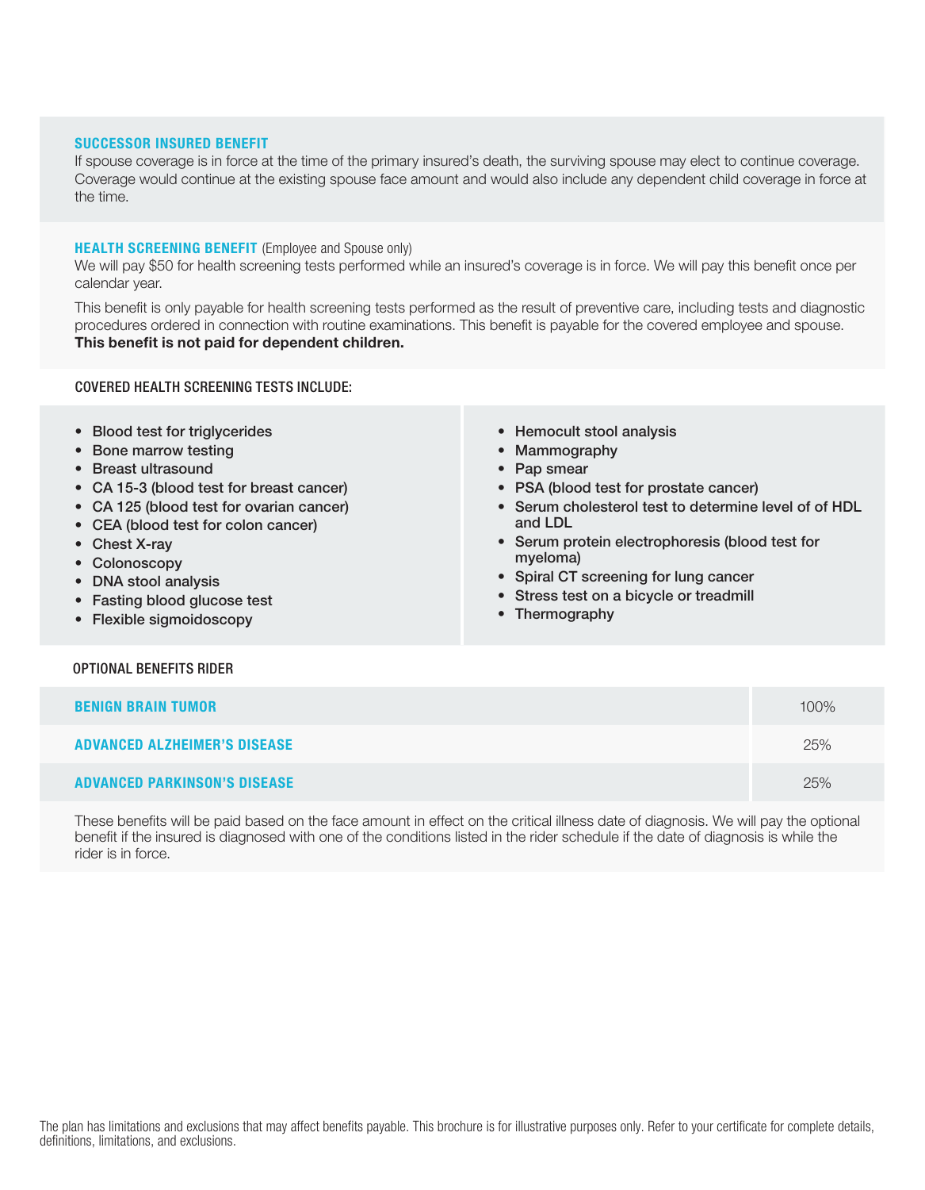### SUCCESSOR INSURED BENEFIT

If spouse coverage is in force at the time of the primary insured's death, the surviving spouse may elect to continue coverage. Coverage would continue at the existing spouse face amount and would also include any dependent child coverage in force at the time.

### HEALTH SCREENING BENEFIT (Employee and Spouse only)

We will pay $50 for health screening tests performed while an insured's coverage is in force. We will pay this benefit once per calendar year.

This benefit is only payable for health screening tests performed as the result of preventive care, including tests and diagnostic procedures ordered in connection with routine examinations. This benefit is payable for the covered employee and spouse. **This benefit is not paid for dependent children.**

### COVERED HEALTH SCREENING TESTS INCLUDE:

- Blood test for triglycerides
- Bone marrow testing
- Breast ultrasound
- CA 15-3 (blood test for breast cancer)
- CA 125 (blood test for ovarian cancer)
- CEA (blood test for colon cancer)
- Chest X-ray
- Colonoscopy
- DNA stool analysis
- Fasting blood glucose test
- Flexible sigmoidoscopy
- Hemocult stool analysis
- Mammography
- Pap smear
- PSA (blood test for prostate cancer)
- Serum cholesterol test to determine level of of HDL and LDL
- Serum protein electrophoresis (blood test for myeloma)
- Spiral CT screening for lung cancer
- Stress test on a bicycle or treadmill
- Thermography

### OPTIONAL BENEFITS RIDER

| | |
|---|---|
| BENIGN BRAIN TUMOR | 100% |
| ADVANCED ALZHEIMER'S DISEASE | 25% |
| ADVANCED PARKINSON'S DISEASE | 25% |

These benefits will be paid based on the face amount in effect on the critical illness date of diagnosis. We will pay the optional benefit if the insured is diagnosed with one of the conditions listed in the rider schedule if the date of diagnosis is while the rider is in force.

The plan has limitations and exclusions that may affect benefits payable. This brochure is for illustrative purposes only. Refer to your certificate for complete details, definitions, limitations, and exclusions.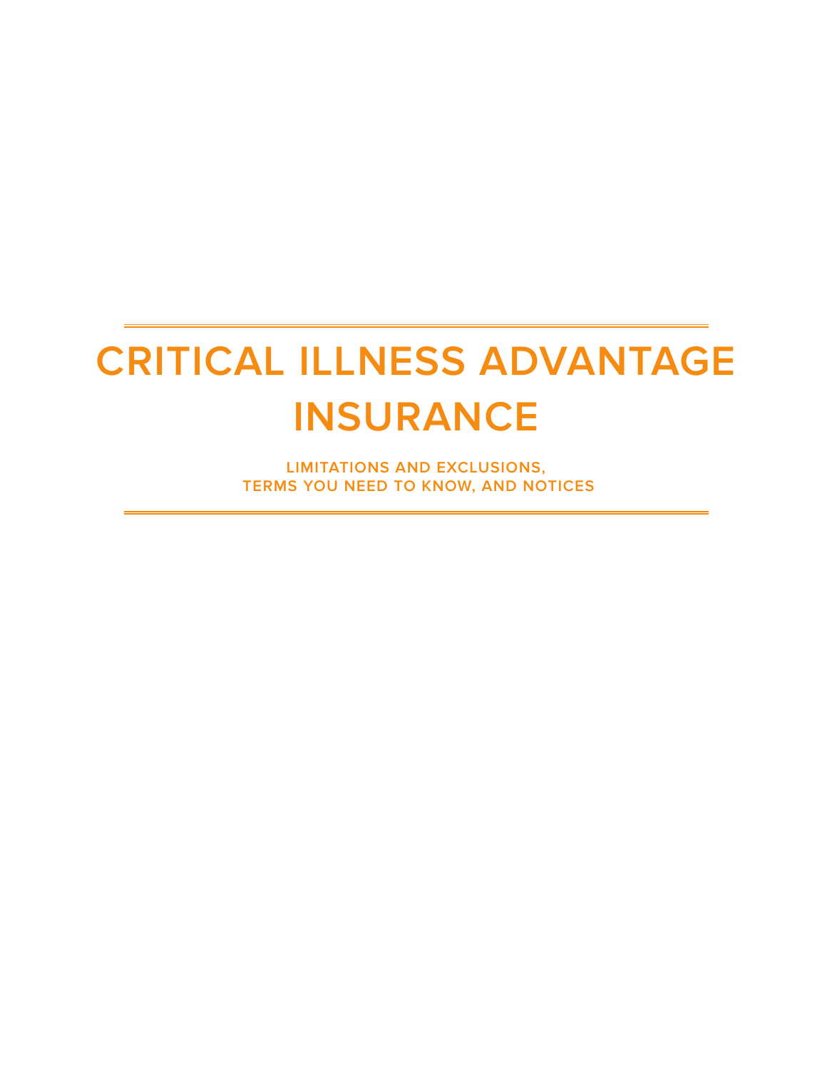# CRITICAL ILLNESS ADVANTAGE INSURANCE

**LIMITATIONS AND EXCLUSIONS,**
**TERMS YOU NEED TO KNOW, AND NOTICES**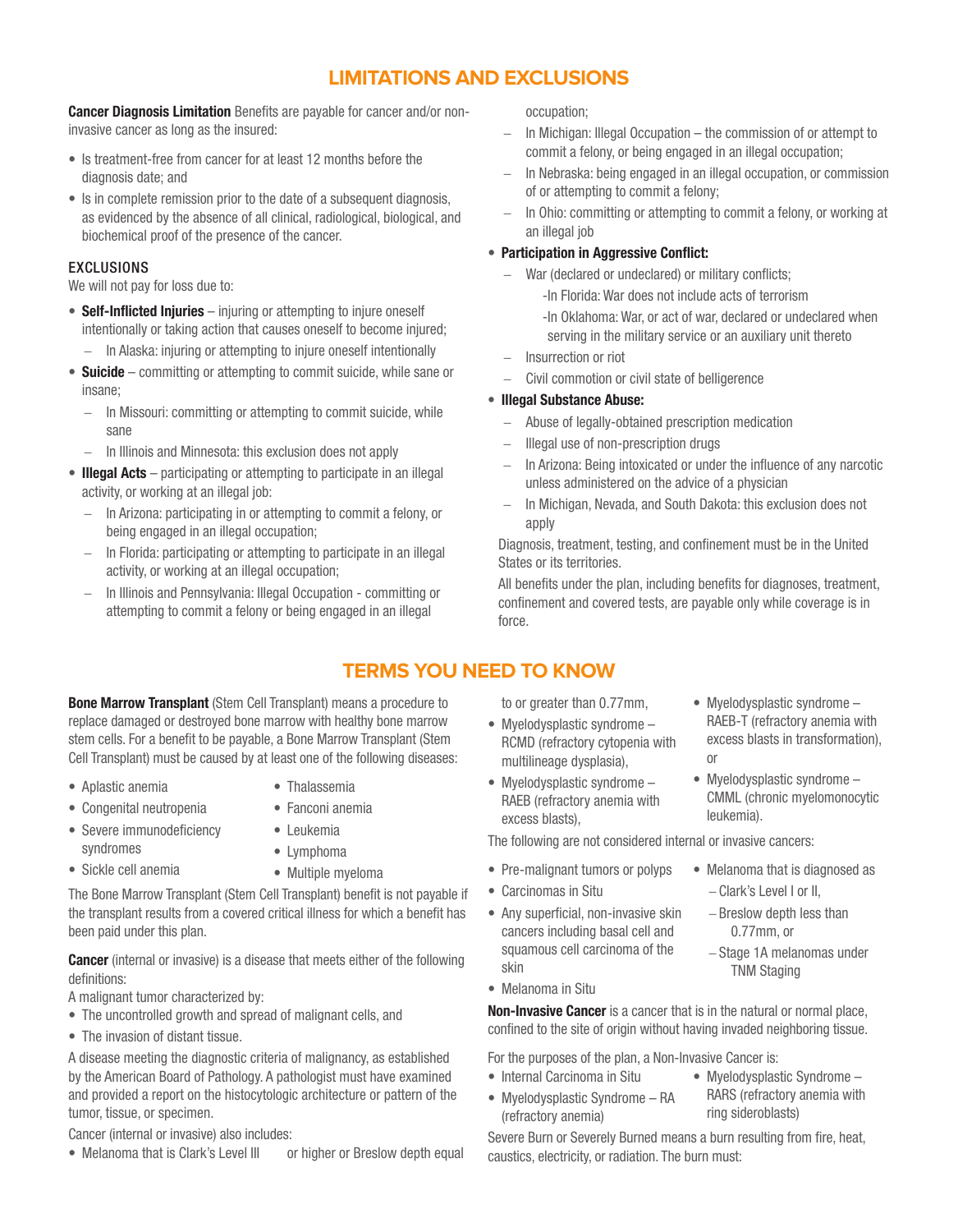## LIMITATIONS AND EXCLUSIONS

**Cancer Diagnosis Limitation** Benefits are payable for cancer and/or non-invasive cancer as long as the insured:

- Is treatment-free from cancer for at least 12 months before the diagnosis date; and
- Is in complete remission prior to the date of a subsequent diagnosis, as evidenced by the absence of all clinical, radiological, biological, and biochemical proof of the presence of the cancer.

### EXCLUSIONS

We will not pay for loss due to:

- **Self-Inflicted Injuries** – injuring or attempting to injure oneself intentionally or taking action that causes oneself to become injured;
  - In Alaska: injuring or attempting to injure oneself intentionally
- **Suicide** – committing or attempting to commit suicide, while sane or insane;
  - In Missouri: committing or attempting to commit suicide, while sane
  - In Illinois and Minnesota: this exclusion does not apply
- **Illegal Acts** – participating or attempting to participate in an illegal activity, or working at an illegal job:
  - In Arizona: participating in or attempting to commit a felony, or being engaged in an illegal occupation;
  - In Florida: participating or attempting to participate in an illegal activity, or working at an illegal occupation;
  - In Illinois and Pennsylvania: Illegal Occupation - committing or attempting to commit a felony or being engaged in an illegal occupation;
  - In Michigan: Illegal Occupation – the commission of or attempt to commit a felony, or being engaged in an illegal occupation;
  - In Nebraska: being engaged in an illegal occupation, or commission of or attempting to commit a felony;
  - In Ohio: committing or attempting to commit a felony, or working at an illegal job
- **Participation in Aggressive Conflict:**
  - War (declared or undeclared) or military conflicts;
    - In Florida: War does not include acts of terrorism
    - In Oklahoma: War, or act of war, declared or undeclared when serving in the military service or an auxiliary unit thereto
  - Insurrection or riot
  - Civil commotion or civil state of belligerence
- **Illegal Substance Abuse:**
  - Abuse of legally-obtained prescription medication
  - Illegal use of non-prescription drugs
  - In Arizona: Being intoxicated or under the influence of any narcotic unless administered on the advice of a physician
  - In Michigan, Nevada, and South Dakota: this exclusion does not apply

Diagnosis, treatment, testing, and confinement must be in the United States or its territories.

All benefits under the plan, including benefits for diagnoses, treatment, confinement and covered tests, are payable only while coverage is in force.

## TERMS YOU NEED TO KNOW

**Bone Marrow Transplant** (Stem Cell Transplant) means a procedure to replace damaged or destroyed bone marrow with healthy bone marrow stem cells. For a benefit to be payable, a Bone Marrow Transplant (Stem Cell Transplant) must be caused by at least one of the following diseases:

- Aplastic anemia
- Congenital neutropenia
- Severe immunodeficiency syndromes
- Sickle cell anemia
- Thalassemia
- Fanconi anemia
- Leukemia
- Lymphoma
- Multiple myeloma

The Bone Marrow Transplant (Stem Cell Transplant) benefit is not payable if the transplant results from a covered critical illness for which a benefit has been paid under this plan.

**Cancer** (internal or invasive) is a disease that meets either of the following definitions:

A malignant tumor characterized by:

- The uncontrolled growth and spread of malignant cells, and
- The invasion of distant tissue.

A disease meeting the diagnostic criteria of malignancy, as established by the American Board of Pathology. A pathologist must have examined and provided a report on the histocytologic architecture or pattern of the tumor, tissue, or specimen.

Cancer (internal or invasive) also includes:

- Melanoma that is Clark's Level III or higher or Breslow depth equal to or greater than 0.77mm,
- Myelodysplastic syndrome – RCMD (refractory cytopenia with multilineage dysplasia),
- Myelodysplastic syndrome – RAEB (refractory anemia with excess blasts),
- Myelodysplastic syndrome – RAEB-T (refractory anemia with excess blasts in transformation), or
- Myelodysplastic syndrome – CMML (chronic myelomonocytic leukemia).

The following are not considered internal or invasive cancers:

- Pre-malignant tumors or polyps
- Carcinomas in Situ
- Any superficial, non-invasive skin cancers including basal cell and squamous cell carcinoma of the skin
- Melanoma in Situ
- Melanoma that is diagnosed as
  - Clark's Level I or II,
  - Breslow depth less than 0.77mm, or
  - Stage 1A melanomas under TNM Staging

**Non-Invasive Cancer** is a cancer that is in the natural or normal place, confined to the site of origin without having invaded neighboring tissue.

For the purposes of the plan, a Non-Invasive Cancer is:

- Internal Carcinoma in Situ
- Myelodysplastic Syndrome – RA (refractory anemia)
- Myelodysplastic Syndrome – RARS (refractory anemia with ring sideroblasts)

Severe Burn or Severely Burned means a burn resulting from fire, heat, caustics, electricity, or radiation. The burn must: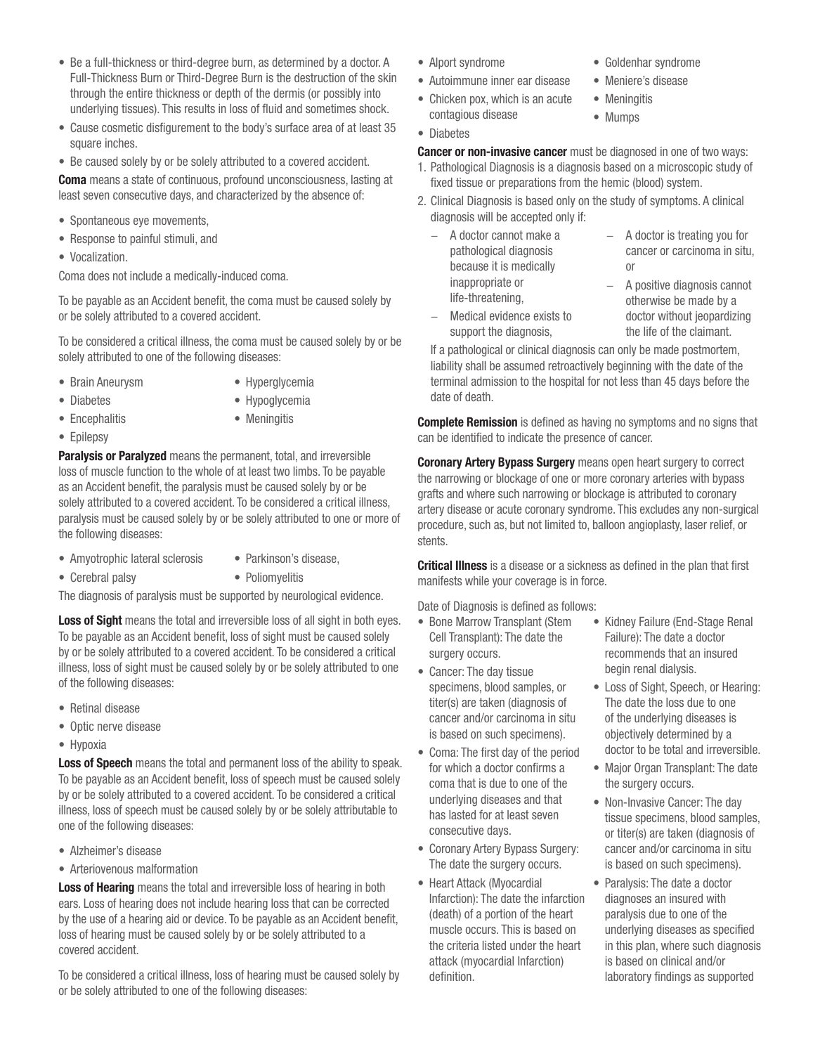- Be a full-thickness or third-degree burn, as determined by a doctor. A Full-Thickness Burn or Third-Degree Burn is the destruction of the skin through the entire thickness or depth of the dermis (or possibly into underlying tissues). This results in loss of fluid and sometimes shock.
- Cause cosmetic disfigurement to the body's surface area of at least 35 square inches.
- Be caused solely by or be solely attributed to a covered accident.

**Coma** means a state of continuous, profound unconsciousness, lasting at least seven consecutive days, and characterized by the absence of:

- Spontaneous eye movements,
- Response to painful stimuli, and
- Vocalization.

Coma does not include a medically-induced coma.

To be payable as an Accident benefit, the coma must be caused solely by or be solely attributed to a covered accident.

To be considered a critical illness, the coma must be caused solely by or be solely attributed to one of the following diseases:

- Brain Aneurysm
- Diabetes
- Encephalitis
- Epilepsy
- Hyperglycemia
- Hypoglycemia
- Meningitis

**Paralysis or Paralyzed** means the permanent, total, and irreversible loss of muscle function to the whole of at least two limbs. To be payable as an Accident benefit, the paralysis must be caused solely by or be solely attributed to a covered accident. To be considered a critical illness, paralysis must be caused solely by or be solely attributed to one or more of the following diseases:

- Amyotrophic lateral sclerosis
- Cerebral palsy
- Parkinson's disease,
- Poliomyelitis

The diagnosis of paralysis must be supported by neurological evidence.

**Loss of Sight** means the total and irreversible loss of all sight in both eyes. To be payable as an Accident benefit, loss of sight must be caused solely by or be solely attributed to a covered accident. To be considered a critical illness, loss of sight must be caused solely by or be solely attributed to one of the following diseases:

- Retinal disease
- Optic nerve disease
- Hypoxia

**Loss of Speech** means the total and permanent loss of the ability to speak. To be payable as an Accident benefit, loss of speech must be caused solely by or be solely attributed to a covered accident. To be considered a critical illness, loss of speech must be caused solely by or be solely attributable to one of the following diseases:

- Alzheimer's disease
- Arteriovenous malformation

**Loss of Hearing** means the total and irreversible loss of hearing in both ears. Loss of hearing does not include hearing loss that can be corrected by the use of a hearing aid or device. To be payable as an Accident benefit, loss of hearing must be caused solely by or be solely attributed to a covered accident.

To be considered a critical illness, loss of hearing must be caused solely by or be solely attributed to one of the following diseases:

- Alport syndrome
- Autoimmune inner ear disease
- Chicken pox, which is an acute contagious disease
- Diabetes
- Goldenhar syndrome
- Meniere's disease
- Meningitis
- Mumps

**Cancer or non-invasive cancer** must be diagnosed in one of two ways:

1. Pathological Diagnosis is a diagnosis based on a microscopic study of fixed tissue or preparations from the hemic (blood) system.
2. Clinical Diagnosis is based only on the study of symptoms. A clinical diagnosis will be accepted only if:
   - A doctor cannot make a pathological diagnosis because it is medically inappropriate or life-threatening,
   - Medical evidence exists to support the diagnosis,
   - A doctor is treating you for cancer or carcinoma in situ, or
   - A positive diagnosis cannot otherwise be made by a doctor without jeopardizing the life of the claimant.

   If a pathological or clinical diagnosis can only be made postmortem, liability shall be assumed retroactively beginning with the date of the terminal admission to the hospital for not less than 45 days before the date of death.

**Complete Remission** is defined as having no symptoms and no signs that can be identified to indicate the presence of cancer.

**Coronary Artery Bypass Surgery** means open heart surgery to correct the narrowing or blockage of one or more coronary arteries with bypass grafts and where such narrowing or blockage is attributed to coronary artery disease or acute coronary syndrome. This excludes any non-surgical procedure, such as, but not limited to, balloon angioplasty, laser relief, or stents.

**Critical Illness** is a disease or a sickness as defined in the plan that first manifests while your coverage is in force.

Date of Diagnosis is defined as follows:

- Bone Marrow Transplant (Stem Cell Transplant): The date the surgery occurs.
- Cancer: The day tissue specimens, blood samples, or titer(s) are taken (diagnosis of cancer and/or carcinoma in situ is based on such specimens).
- Coma: The first day of the period for which a doctor confirms a coma that is due to one of the underlying diseases and that has lasted for at least seven consecutive days.
- Coronary Artery Bypass Surgery: The date the surgery occurs.
- Heart Attack (Myocardial Infarction): The date the infarction (death) of a portion of the heart muscle occurs. This is based on the criteria listed under the heart attack (myocardial Infarction) definition.
- Kidney Failure (End-Stage Renal Failure): The date a doctor recommends that an insured begin renal dialysis.
- Loss of Sight, Speech, or Hearing: The date the loss due to one of the underlying diseases is objectively determined by a doctor to be total and irreversible.
- Major Organ Transplant: The date the surgery occurs.
- Non-Invasive Cancer: The day tissue specimens, blood samples, or titer(s) are taken (diagnosis of cancer and/or carcinoma in situ is based on such specimens).
- Paralysis: The date a doctor diagnoses an insured with paralysis due to one of the underlying diseases as specified in this plan, where such diagnosis is based on clinical and/or laboratory findings as supported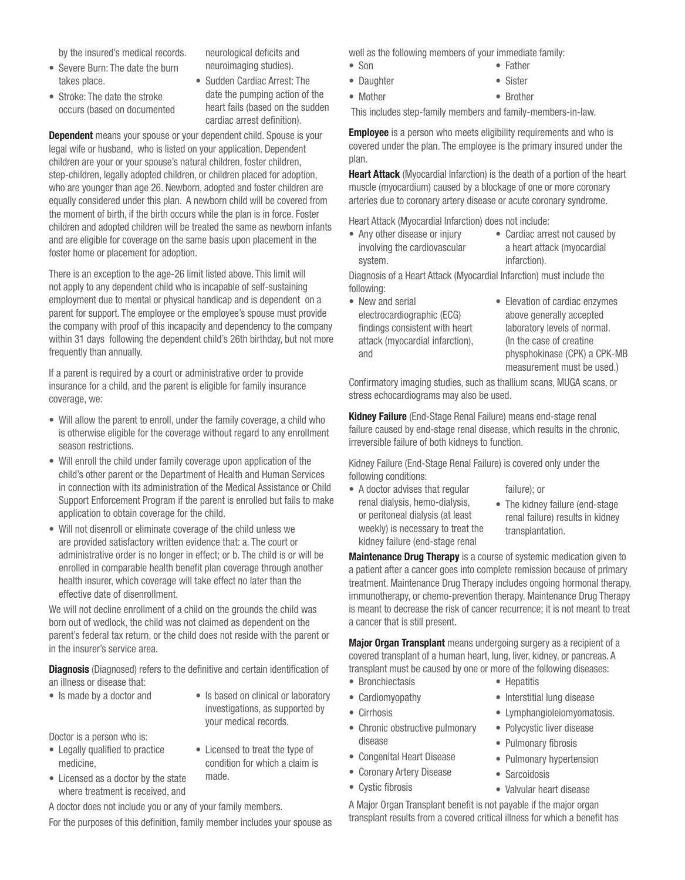by the insured's medical records.

- Severe Burn: The date the burn takes place.
- Stroke: The date the stroke occurs (based on documented neurological deficits and neuroimaging studies).
- Sudden Cardiac Arrest: The date the pumping action of the heart fails (based on the sudden cardiac arrest definition).

**Dependent** means your spouse or your dependent child. Spouse is your legal wife or husband, who is listed on your application. Dependent children are your or your spouse's natural children, foster children, step-children, legally adopted children, or children placed for adoption, who are younger than age 26. Newborn, adopted and foster children are equally considered under this plan. A newborn child will be covered from the moment of birth, if the birth occurs while the plan is in force. Foster children and adopted children will be treated the same as newborn infants and are eligible for coverage on the same basis upon placement in the foster home or placement for adoption.

There is an exception to the age-26 limit listed above. This limit will not apply to any dependent child who is incapable of self-sustaining employment due to mental or physical handicap and is dependent on a parent for support. The employee or the employee's spouse must provide the company with proof of this incapacity and dependency to the company within 31 days following the dependent child's 26th birthday, but not more frequently than annually.

If a parent is required by a court or administrative order to provide insurance for a child, and the parent is eligible for family insurance coverage, we:

- Will allow the parent to enroll, under the family coverage, a child who is otherwise eligible for the coverage without regard to any enrollment season restrictions.
- Will enroll the child under family coverage upon application of the child's other parent or the Department of Health and Human Services in connection with its administration of the Medical Assistance or Child Support Enforcement Program if the parent is enrolled but fails to make application to obtain coverage for the child.
- Will not disenroll or eliminate coverage of the child unless we are provided satisfactory written evidence that: a. The court or administrative order is no longer in effect; or b. The child is or will be enrolled in comparable health benefit plan coverage through another health insurer, which coverage will take effect no later than the effective date of disenrollment.

We will not decline enrollment of a child on the grounds the child was born out of wedlock, the child was not claimed as dependent on the parent's federal tax return, or the child does not reside with the parent or in the insurer's service area.

**Diagnosis** (Diagnosed) refers to the definitive and certain identification of an illness or disease that:

- Is made by a doctor and
- Is based on clinical or laboratory investigations, as supported by your medical records.

Doctor is a person who is:

- Legally qualified to practice medicine,
- Licensed as a doctor by the state where treatment is received, and
- Licensed to treat the type of condition for which a claim is made.

A doctor does not include you or any of your family members.

For the purposes of this definition, family member includes your spouse as well as the following members of your immediate family:

- Son
- Daughter
- Mother
- Father
- Sister
- Brother

This includes step-family members and family-members-in-law.

**Employee** is a person who meets eligibility requirements and who is covered under the plan. The employee is the primary insured under the plan.

**Heart Attack** (Myocardial Infarction) is the death of a portion of the heart muscle (myocardium) caused by a blockage of one or more coronary arteries due to coronary artery disease or acute coronary syndrome.

Heart Attack (Myocardial Infarction) does not include:

- Any other disease or injury involving the cardiovascular system.
- Cardiac arrest not caused by a heart attack (myocardial infarction).

Diagnosis of a Heart Attack (Myocardial Infarction) must include the following:

- New and serial electrocardiographic (ECG) findings consistent with heart attack (myocardial infarction), and
- Elevation of cardiac enzymes above generally accepted laboratory levels of normal. (In the case of creatine physphokinase (CPK) a CPK-MB measurement must be used.)

Confirmatory imaging studies, such as thallium scans, MUGA scans, or stress echocardiograms may also be used.

**Kidney Failure** (End-Stage Renal Failure) means end-stage renal failure caused by end-stage renal disease, which results in the chronic, irreversible failure of both kidneys to function.

Kidney Failure (End-Stage Renal Failure) is covered only under the following conditions:

- A doctor advises that regular renal dialysis, hemo-dialysis, or peritoneal dialysis (at least weekly) is necessary to treat the kidney failure (end-stage renal failure); or
- The kidney failure (end-stage renal failure) results in kidney transplantation.

**Maintenance Drug Therapy** is a course of systemic medication given to a patient after a cancer goes into complete remission because of primary treatment. Maintenance Drug Therapy includes ongoing hormonal therapy, immunotherapy, or chemo-prevention therapy. Maintenance Drug Therapy is meant to decrease the risk of cancer recurrence; it is not meant to treat a cancer that is still present.

**Major Organ Transplant** means undergoing surgery as a recipient of a covered transplant of a human heart, lung, liver, kidney, or pancreas. A transplant must be caused by one or more of the following diseases:

- Bronchiectasis
- Cardiomyopathy
- Cirrhosis
- Chronic obstructive pulmonary disease
- Congenital Heart Disease
- Coronary Artery Disease
- Cystic fibrosis
- Hepatitis
- Interstitial lung disease
- Lymphangioleiomyomatosis.
- Polycystic liver disease
- Pulmonary fibrosis
- Pulmonary hypertension
- Sarcoidosis
- Valvular heart disease

A Major Organ Transplant benefit is not payable if the major organ transplant results from a covered critical illness for which a benefit has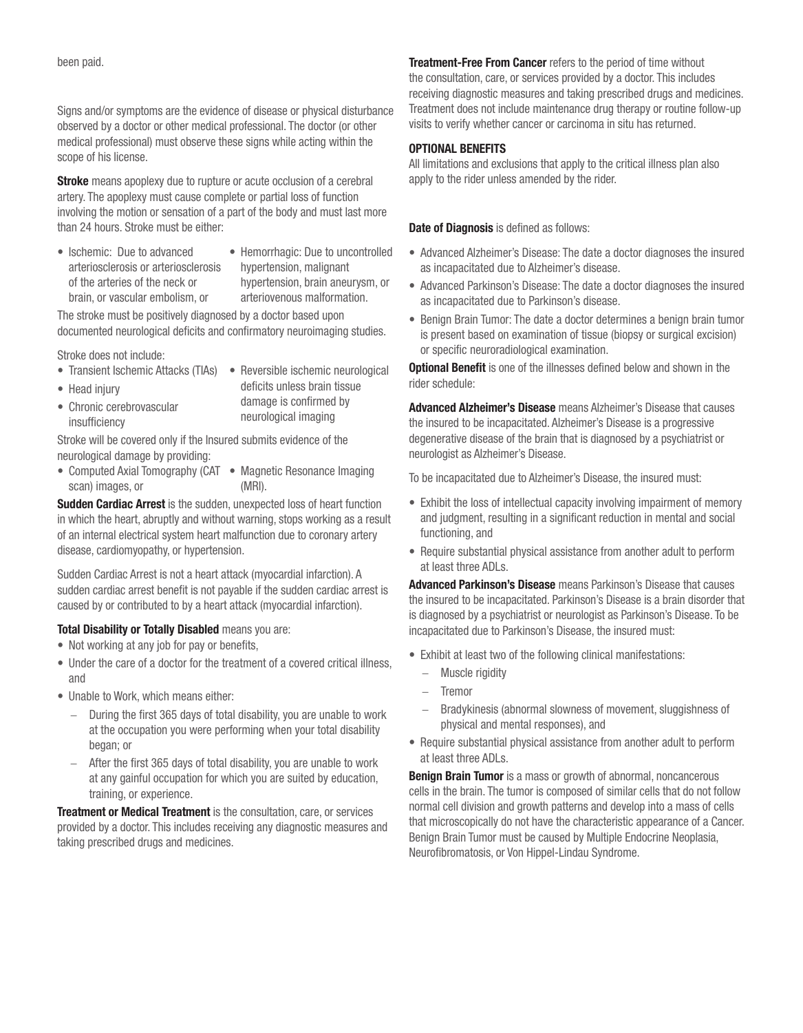been paid.

Signs and/or symptoms are the evidence of disease or physical disturbance observed by a doctor or other medical professional. The doctor (or other medical professional) must observe these signs while acting within the scope of his license.

**Stroke** means apoplexy due to rupture or acute occlusion of a cerebral artery. The apoplexy must cause complete or partial loss of function involving the motion or sensation of a part of the body and must last more than 24 hours. Stroke must be either:

- Ischemic: Due to advanced arteriosclerosis or arteriosclerosis of the arteries of the neck or brain, or vascular embolism, or
- Hemorrhagic: Due to uncontrolled hypertension, malignant hypertension, brain aneurysm, or arteriovenous malformation.

The stroke must be positively diagnosed by a doctor based upon documented neurological deficits and confirmatory neuroimaging studies.

Stroke does not include:

- Transient Ischemic Attacks (TIAs)
- Head injury
- Chronic cerebrovascular insufficiency
- Reversible ischemic neurological deficits unless brain tissue damage is confirmed by neurological imaging

Stroke will be covered only if the Insured submits evidence of the neurological damage by providing:

- Computed Axial Tomography (CAT scan) images, or
- Magnetic Resonance Imaging (MRI).

**Sudden Cardiac Arrest** is the sudden, unexpected loss of heart function in which the heart, abruptly and without warning, stops working as a result of an internal electrical system heart malfunction due to coronary artery disease, cardiomyopathy, or hypertension.

Sudden Cardiac Arrest is not a heart attack (myocardial infarction). A sudden cardiac arrest benefit is not payable if the sudden cardiac arrest is caused by or contributed to by a heart attack (myocardial infarction).

**Total Disability or Totally Disabled** means you are:

- Not working at any job for pay or benefits,
- Under the care of a doctor for the treatment of a covered critical illness, and
- Unable to Work, which means either:
  - During the first 365 days of total disability, you are unable to work at the occupation you were performing when your total disability began; or
  - After the first 365 days of total disability, you are unable to work at any gainful occupation for which you are suited by education, training, or experience.

**Treatment or Medical Treatment** is the consultation, care, or services provided by a doctor. This includes receiving any diagnostic measures and taking prescribed drugs and medicines.

**Treatment-Free From Cancer** refers to the period of time without the consultation, care, or services provided by a doctor. This includes receiving diagnostic measures and taking prescribed drugs and medicines. Treatment does not include maintenance drug therapy or routine follow-up visits to verify whether cancer or carcinoma in situ has returned.

## OPTIONAL BENEFITS

All limitations and exclusions that apply to the critical illness plan also apply to the rider unless amended by the rider.

**Date of Diagnosis** is defined as follows:

- Advanced Alzheimer's Disease: The date a doctor diagnoses the insured as incapacitated due to Alzheimer's disease.
- Advanced Parkinson's Disease: The date a doctor diagnoses the insured as incapacitated due to Parkinson's disease.
- Benign Brain Tumor: The date a doctor determines a benign brain tumor is present based on examination of tissue (biopsy or surgical excision) or specific neuroradiological examination.

**Optional Benefit** is one of the illnesses defined below and shown in the rider schedule:

**Advanced Alzheimer's Disease** means Alzheimer's Disease that causes the insured to be incapacitated. Alzheimer's Disease is a progressive degenerative disease of the brain that is diagnosed by a psychiatrist or neurologist as Alzheimer's Disease.

To be incapacitated due to Alzheimer's Disease, the insured must:

- Exhibit the loss of intellectual capacity involving impairment of memory and judgment, resulting in a significant reduction in mental and social functioning, and
- Require substantial physical assistance from another adult to perform at least three ADLs.

**Advanced Parkinson's Disease** means Parkinson's Disease that causes the insured to be incapacitated. Parkinson's Disease is a brain disorder that is diagnosed by a psychiatrist or neurologist as Parkinson's Disease. To be incapacitated due to Parkinson's Disease, the insured must:

- Exhibit at least two of the following clinical manifestations:
  - Muscle rigidity
  - Tremor
  - Bradykinesis (abnormal slowness of movement, sluggishness of physical and mental responses), and
- Require substantial physical assistance from another adult to perform at least three ADLs.

**Benign Brain Tumor** is a mass or growth of abnormal, noncancerous cells in the brain. The tumor is composed of similar cells that do not follow normal cell division and growth patterns and develop into a mass of cells that microscopically do not have the characteristic appearance of a Cancer. Benign Brain Tumor must be caused by Multiple Endocrine Neoplasia, Neurofibromatosis, or Von Hippel-Lindau Syndrome.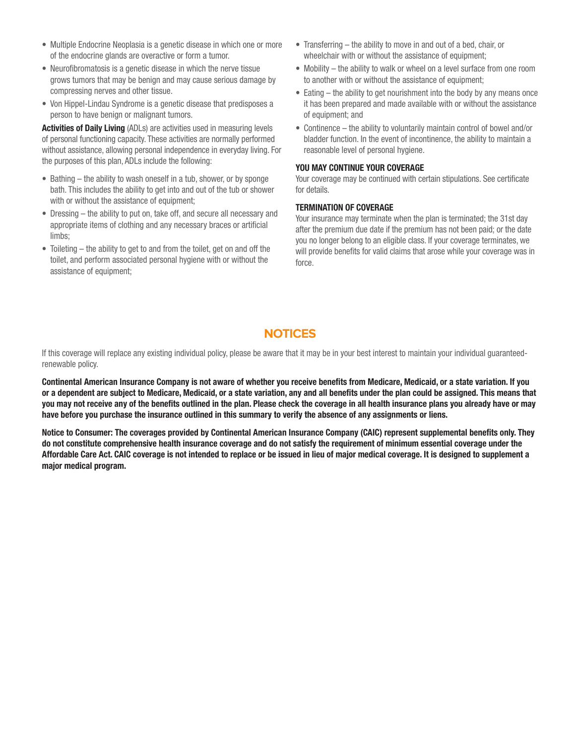- Multiple Endocrine Neoplasia is a genetic disease in which one or more of the endocrine glands are overactive or form a tumor.
- Neurofibromatosis is a genetic disease in which the nerve tissue grows tumors that may be benign and may cause serious damage by compressing nerves and other tissue.
- Von Hippel-Lindau Syndrome is a genetic disease that predisposes a person to have benign or malignant tumors.

**Activities of Daily Living** (ADLs) are activities used in measuring levels of personal functioning capacity. These activities are normally performed without assistance, allowing personal independence in everyday living. For the purposes of this plan, ADLs include the following:

- Bathing – the ability to wash oneself in a tub, shower, or by sponge bath. This includes the ability to get into and out of the tub or shower with or without the assistance of equipment;
- Dressing – the ability to put on, take off, and secure all necessary and appropriate items of clothing and any necessary braces or artificial limbs;
- Toileting – the ability to get to and from the toilet, get on and off the toilet, and perform associated personal hygiene with or without the assistance of equipment;
- Transferring – the ability to move in and out of a bed, chair, or wheelchair with or without the assistance of equipment;
- Mobility – the ability to walk or wheel on a level surface from one room to another with or without the assistance of equipment;
- Eating – the ability to get nourishment into the body by any means once it has been prepared and made available with or without the assistance of equipment; and
- Continence – the ability to voluntarily maintain control of bowel and/or bladder function. In the event of incontinence, the ability to maintain a reasonable level of personal hygiene.

### YOU MAY CONTINUE YOUR COVERAGE

Your coverage may be continued with certain stipulations. See certificate for details.

### TERMINATION OF COVERAGE

Your insurance may terminate when the plan is terminated; the 31st day after the premium due date if the premium has not been paid; or the date you no longer belong to an eligible class. If your coverage terminates, we will provide benefits for valid claims that arose while your coverage was in force.

## NOTICES

If this coverage will replace any existing individual policy, please be aware that it may be in your best interest to maintain your individual guaranteed-renewable policy.

**Continental American Insurance Company is not aware of whether you receive benefits from Medicare, Medicaid, or a state variation. If you or a dependent are subject to Medicare, Medicaid, or a state variation, any and all benefits under the plan could be assigned. This means that you may not receive any of the benefits outlined in the plan. Please check the coverage in all health insurance plans you already have or may have before you purchase the insurance outlined in this summary to verify the absence of any assignments or liens.**

**Notice to Consumer: The coverages provided by Continental American Insurance Company (CAIC) represent supplemental benefits only. They do not constitute comprehensive health insurance coverage and do not satisfy the requirement of minimum essential coverage under the Affordable Care Act. CAIC coverage is not intended to replace or be issued in lieu of major medical coverage. It is designed to supplement a major medical program.**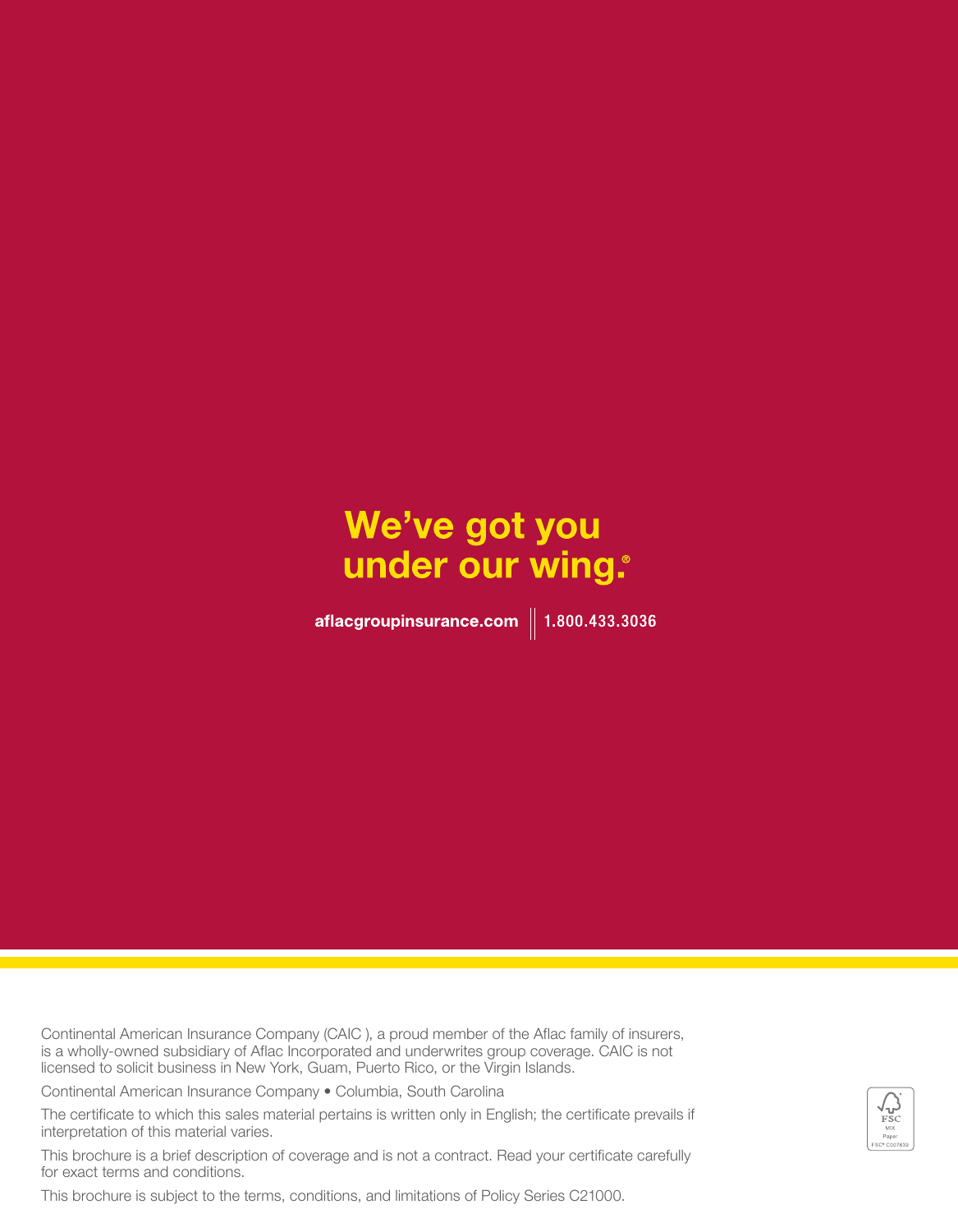# We've got you under our wing.®

**aflacgroupinsurance.com** | 1.800.433.3036

Continental American Insurance Company (CAIC ), a proud member of the Aflac family of insurers, is a wholly-owned subsidiary of Aflac Incorporated and underwrites group coverage. CAIC is not licensed to solicit business in New York, Guam, Puerto Rico, or the Virgin Islands.

Continental American Insurance Company • Columbia, South Carolina

The certificate to which this sales material pertains is written only in English; the certificate prevails if interpretation of this material varies.

This brochure is a brief description of coverage and is not a contract. Read your certificate carefully for exact terms and conditions.

This brochure is subject to the terms, conditions, and limitations of Policy Series C21000.

FSC MIX Paper FSC® C007839